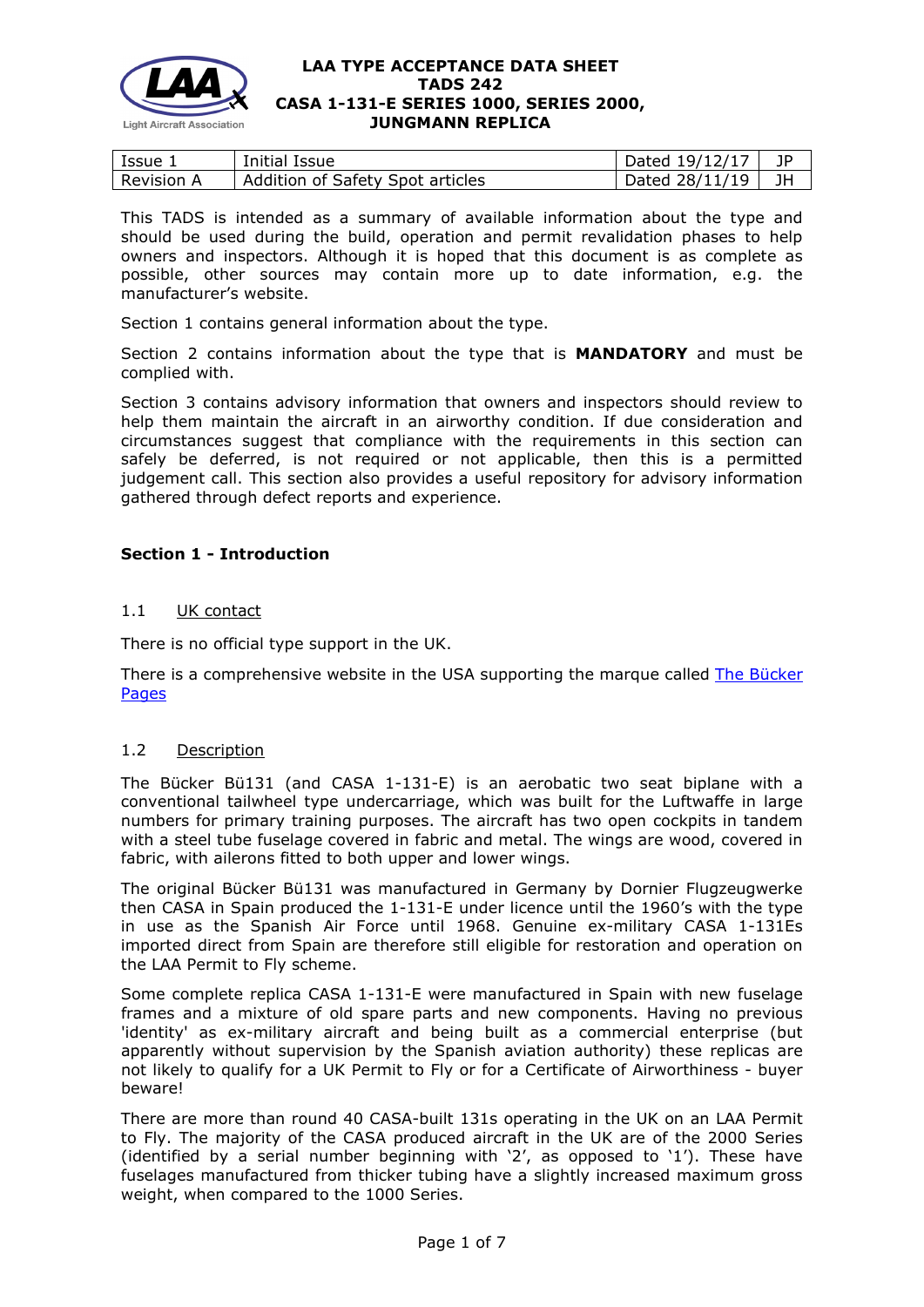# LAA TYPE ACCEPTANCE DATA SHEET
# TADS 242
# CASA 1-131-E SERIES 1000, SERIES 2000, JUNGMANN REPLICA

| Issue 1 | Initial Issue | Dated 19/12/17 | JP |
|---|---|---|---|
| Revision A | Addition of Safety Spot articles | Dated 28/11/19 | JH |

This TADS is intended as a summary of available information about the type and should be used during the build, operation and permit revalidation phases to help owners and inspectors. Although it is hoped that this document is as complete as possible, other sources may contain more up to date information, e.g. the manufacturer's website.

Section 1 contains general information about the type.

Section 2 contains information about the type that is **MANDATORY** and must be complied with.

Section 3 contains advisory information that owners and inspectors should review to help them maintain the aircraft in an airworthy condition. If due consideration and circumstances suggest that compliance with the requirements in this section can safely be deferred, is not required or not applicable, then this is a permitted judgement call. This section also provides a useful repository for advisory information gathered through defect reports and experience.

## Section 1 - Introduction

### 1.1 UK contact

There is no official type support in the UK.

There is a comprehensive website in the USA supporting the marque called The Bücker Pages

### 1.2 Description

The Bücker Bü131 (and CASA 1-131-E) is an aerobatic two seat biplane with a conventional tailwheel type undercarriage, which was built for the Luftwaffe in large numbers for primary training purposes. The aircraft has two open cockpits in tandem with a steel tube fuselage covered in fabric and metal. The wings are wood, covered in fabric, with ailerons fitted to both upper and lower wings.

The original Bücker Bü131 was manufactured in Germany by Dornier Flugzeugwerke then CASA in Spain produced the 1-131-E under licence until the 1960's with the type in use as the Spanish Air Force until 1968. Genuine ex-military CASA 1-131Es imported direct from Spain are therefore still eligible for restoration and operation on the LAA Permit to Fly scheme.

Some complete replica CASA 1-131-E were manufactured in Spain with new fuselage frames and a mixture of old spare parts and new components. Having no previous 'identity' as ex-military aircraft and being built as a commercial enterprise (but apparently without supervision by the Spanish aviation authority) these replicas are not likely to qualify for a UK Permit to Fly or for a Certificate of Airworthiness - buyer beware!

There are more than round 40 CASA-built 131s operating in the UK on an LAA Permit to Fly. The majority of the CASA produced aircraft in the UK are of the 2000 Series (identified by a serial number beginning with '2', as opposed to '1'). These have fuselages manufactured from thicker tubing have a slightly increased maximum gross weight, when compared to the 1000 Series.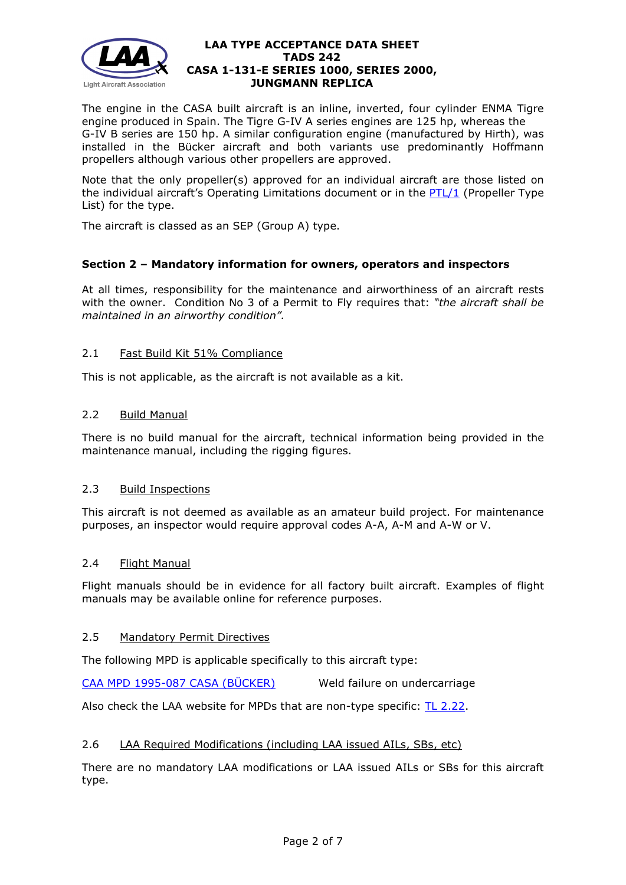The engine in the CASA built aircraft is an inline, inverted, four cylinder ENMA Tigre engine produced in Spain. The Tigre G-IV A series engines are 125 hp, whereas the G-IV B series are 150 hp. A similar configuration engine (manufactured by Hirth), was installed in the Bücker aircraft and both variants use predominantly Hoffmann propellers although various other propellers are approved.

Note that the only propeller(s) approved for an individual aircraft are those listed on the individual aircraft's Operating Limitations document or in the [PTL/1](PTL/1) (Propeller Type List) for the type.

The aircraft is classed as an SEP (Group A) type.

## Section 2 – Mandatory information for owners, operators and inspectors

At all times, responsibility for the maintenance and airworthiness of an aircraft rests with the owner. Condition No 3 of a Permit to Fly requires that: *"the aircraft shall be maintained in an airworthy condition".*

### 2.1 Fast Build Kit 51% Compliance

This is not applicable, as the aircraft is not available as a kit.

### 2.2 Build Manual

There is no build manual for the aircraft, technical information being provided in the maintenance manual, including the rigging figures.

### 2.3 Build Inspections

This aircraft is not deemed as available as an amateur build project. For maintenance purposes, an inspector would require approval codes A-A, A-M and A-W or V.

### 2.4 Flight Manual

Flight manuals should be in evidence for all factory built aircraft. Examples of flight manuals may be available online for reference purposes.

### 2.5 Mandatory Permit Directives

The following MPD is applicable specifically to this aircraft type:

CAA MPD 1995-087 CASA (BÜCKER) Weld failure on undercarriage

Also check the LAA website for MPDs that are non-type specific: TL 2.22.

### 2.6 LAA Required Modifications (including LAA issued AILs, SBs, etc)

There are no mandatory LAA modifications or LAA issued AILs or SBs for this aircraft type.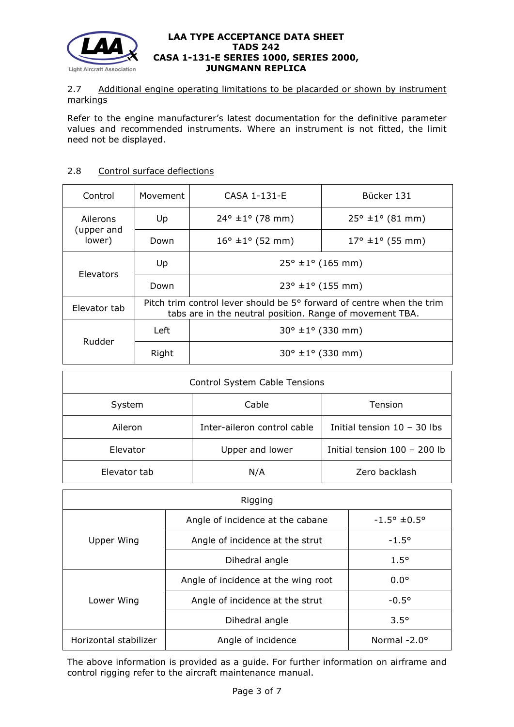#### 2.7 Additional engine operating limitations to be placarded or shown by instrument markings

Refer to the engine manufacturer's latest documentation for the definitive parameter values and recommended instruments. Where an instrument is not fitted, the limit need not be displayed.

#### 2.8 Control surface deflections

| Control | Movement | CASA 1-131-E | Bücker 131 |
|---|---|---|---|
| Ailerons (upper and lower) | Up | 24° ±1° (78 mm) | 25° ±1° (81 mm) |
| | Down | 16° ±1° (52 mm) | 17° ±1° (55 mm) |
| Elevators | Up | 25° ±1° (165 mm) | |
| | Down | 23° ±1° (155 mm) | |
| Elevator tab | Pitch trim control lever should be 5° forward of centre when the trim tabs are in the neutral position. Range of movement TBA. | | |
| Rudder | Left | 30° ±1° (330 mm) | |
| | Right | 30° ±1° (330 mm) | |

| Control System Cable Tensions | | |
|---|---|---|
| System | Cable | Tension |
| Aileron | Inter-aileron control cable | Initial tension 10 – 30 lbs |
| Elevator | Upper and lower | Initial tension 100 – 200 lb |
| Elevator tab | N/A | Zero backlash |

| Rigging | | |
|---|---|---|
| Upper Wing | Angle of incidence at the cabane | -1.5° ±0.5° |
| | Angle of incidence at the strut | -1.5° |
| | Dihedral angle | 1.5° |
| Lower Wing | Angle of incidence at the wing root | 0.0° |
| | Angle of incidence at the strut | -0.5° |
| | Dihedral angle | 3.5° |
| Horizontal stabilizer | Angle of incidence | Normal -2.0° |

The above information is provided as a guide. For further information on airframe and control rigging refer to the aircraft maintenance manual.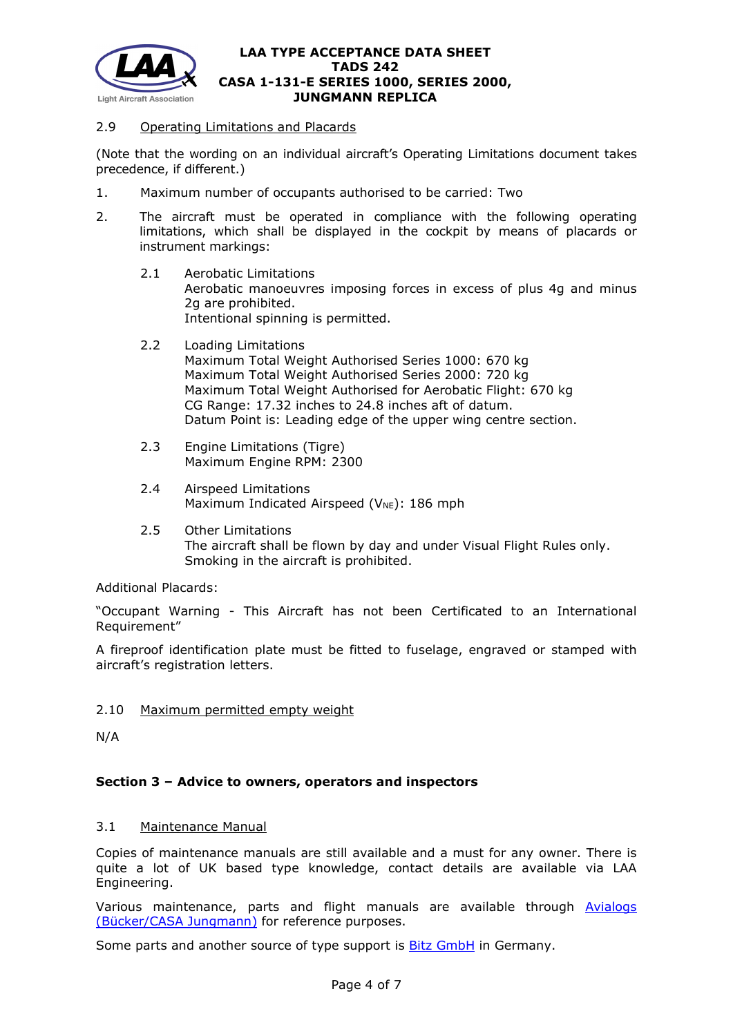### 2.9 Operating Limitations and Placards

(Note that the wording on an individual aircraft's Operating Limitations document takes precedence, if different.)

1. Maximum number of occupants authorised to be carried: Two
2. The aircraft must be operated in compliance with the following operating limitations, which shall be displayed in the cockpit by means of placards or instrument markings:

   2.1 Aerobatic Limitations
   Aerobatic manoeuvres imposing forces in excess of plus 4g and minus 2g are prohibited.
   Intentional spinning is permitted.

   2.2 Loading Limitations
   Maximum Total Weight Authorised Series 1000: 670 kg
   Maximum Total Weight Authorised Series 2000: 720 kg
   Maximum Total Weight Authorised for Aerobatic Flight: 670 kg
   CG Range: 17.32 inches to 24.8 inches aft of datum.
   Datum Point is: Leading edge of the upper wing centre section.

   2.3 Engine Limitations (Tigre)
   Maximum Engine RPM: 2300

   2.4 Airspeed Limitations
   Maximum Indicated Airspeed ($V_{NE}$): 186 mph

   2.5 Other Limitations
   The aircraft shall be flown by day and under Visual Flight Rules only.
   Smoking in the aircraft is prohibited.

Additional Placards:

"Occupant Warning - This Aircraft has not been Certificated to an International Requirement"

A fireproof identification plate must be fitted to fuselage, engraved or stamped with aircraft's registration letters.

### 2.10 Maximum permitted empty weight

N/A

## Section 3 – Advice to owners, operators and inspectors

### 3.1 Maintenance Manual

Copies of maintenance manuals are still available and a must for any owner. There is quite a lot of UK based type knowledge, contact details are available via LAA Engineering.

Various maintenance, parts and flight manuals are available through Avialogs (Bücker/CASA Jungmann) for reference purposes.

Some parts and another source of type support is Bitz GmbH in Germany.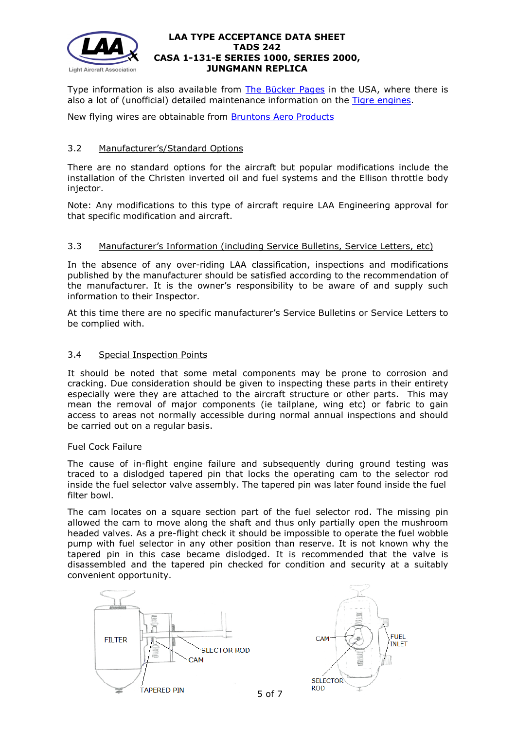Type information is also available from The Bücker Pages in the USA, where there is also a lot of (unofficial) detailed maintenance information on the Tigre engines.

New flying wires are obtainable from Bruntons Aero Products

### 3.2 Manufacturer's/Standard Options

There are no standard options for the aircraft but popular modifications include the installation of the Christen inverted oil and fuel systems and the Ellison throttle body injector.

Note: Any modifications to this type of aircraft require LAA Engineering approval for that specific modification and aircraft.

### 3.3 Manufacturer's Information (including Service Bulletins, Service Letters, etc)

In the absence of any over-riding LAA classification, inspections and modifications published by the manufacturer should be satisfied according to the recommendation of the manufacturer. It is the owner's responsibility to be aware of and supply such information to their Inspector.

At this time there are no specific manufacturer's Service Bulletins or Service Letters to be complied with.

### 3.4 Special Inspection Points

It should be noted that some metal components may be prone to corrosion and cracking. Due consideration should be given to inspecting these parts in their entirety especially were they are attached to the aircraft structure or other parts. This may mean the removal of major components (ie tailplane, wing etc) or fabric to gain access to areas not normally accessible during normal annual inspections and should be carried out on a regular basis.

Fuel Cock Failure

The cause of in-flight engine failure and subsequently during ground testing was traced to a dislodged tapered pin that locks the operating cam to the selector rod inside the fuel selector valve assembly. The tapered pin was later found inside the fuel filter bowl.

The cam locates on a square section part of the fuel selector rod. The missing pin allowed the cam to move along the shaft and thus only partially open the mushroom headed valves. As a pre-flight check it should be impossible to operate the fuel wobble pump with fuel selector in any other position than reserve. It is not known why the tapered pin in this case became dislodged. It is recommended that the valve is disassembled and the tapered pin checked for condition and security at a suitably convenient opportunity.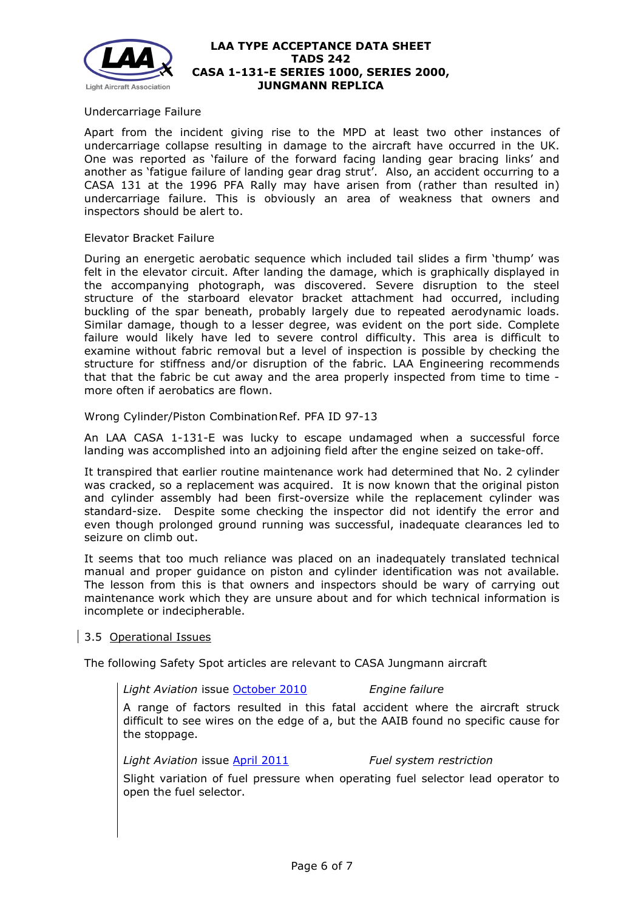Undercarriage Failure

Apart from the incident giving rise to the MPD at least two other instances of undercarriage collapse resulting in damage to the aircraft have occurred in the UK. One was reported as 'failure of the forward facing landing gear bracing links' and another as 'fatigue failure of landing gear drag strut'. Also, an accident occurring to a CASA 131 at the 1996 PFA Rally may have arisen from (rather than resulted in) undercarriage failure. This is obviously an area of weakness that owners and inspectors should be alert to.

Elevator Bracket Failure

During an energetic aerobatic sequence which included tail slides a firm 'thump' was felt in the elevator circuit. After landing the damage, which is graphically displayed in the accompanying photograph, was discovered. Severe disruption to the steel structure of the starboard elevator bracket attachment had occurred, including buckling of the spar beneath, probably largely due to repeated aerodynamic loads. Similar damage, though to a lesser degree, was evident on the port side. Complete failure would likely have led to severe control difficulty. This area is difficult to examine without fabric removal but a level of inspection is possible by checking the structure for stiffness and/or disruption of the fabric. LAA Engineering recommends that that the fabric be cut away and the area properly inspected from time to time - more often if aerobatics are flown.

Wrong Cylinder/Piston Combination Ref. PFA ID 97-13

An LAA CASA 1-131-E was lucky to escape undamaged when a successful force landing was accomplished into an adjoining field after the engine seized on take-off.

It transpired that earlier routine maintenance work had determined that No. 2 cylinder was cracked, so a replacement was acquired. It is now known that the original piston and cylinder assembly had been first-oversize while the replacement cylinder was standard-size. Despite some checking the inspector did not identify the error and even though prolonged ground running was successful, inadequate clearances led to seizure on climb out.

It seems that too much reliance was placed on an inadequately translated technical manual and proper guidance on piston and cylinder identification was not available. The lesson from this is that owners and inspectors should be wary of carrying out maintenance work which they are unsure about and for which technical information is incomplete or indecipherable.

## 3.5 Operational Issues

The following Safety Spot articles are relevant to CASA Jungmann aircraft

*Light Aviation* issue October 2010 — *Engine failure*

A range of factors resulted in this fatal accident where the aircraft struck difficult to see wires on the edge of a, but the AAIB found no specific cause for the stoppage.

*Light Aviation* issue April 2011 — *Fuel system restriction*

Slight variation of fuel pressure when operating fuel selector lead operator to open the fuel selector.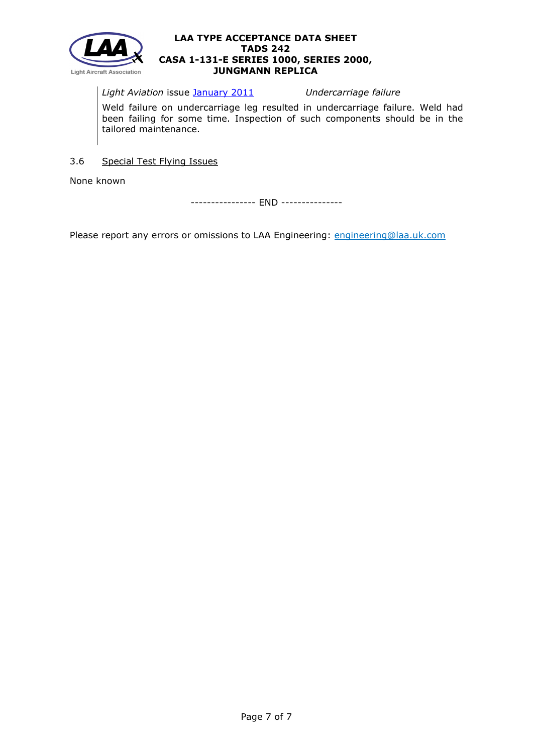*Light Aviation* issue [January 2011](#) *Undercarriage failure*

Weld failure on undercarriage leg resulted in undercarriage failure. Weld had been failing for some time. Inspection of such components should be in the tailored maintenance.

3.6 Special Test Flying Issues

None known

---------------- END ---------------

Please report any errors or omissions to LAA Engineering: [engineering@laa.uk.com](mailto:engineering@laa.uk.com)